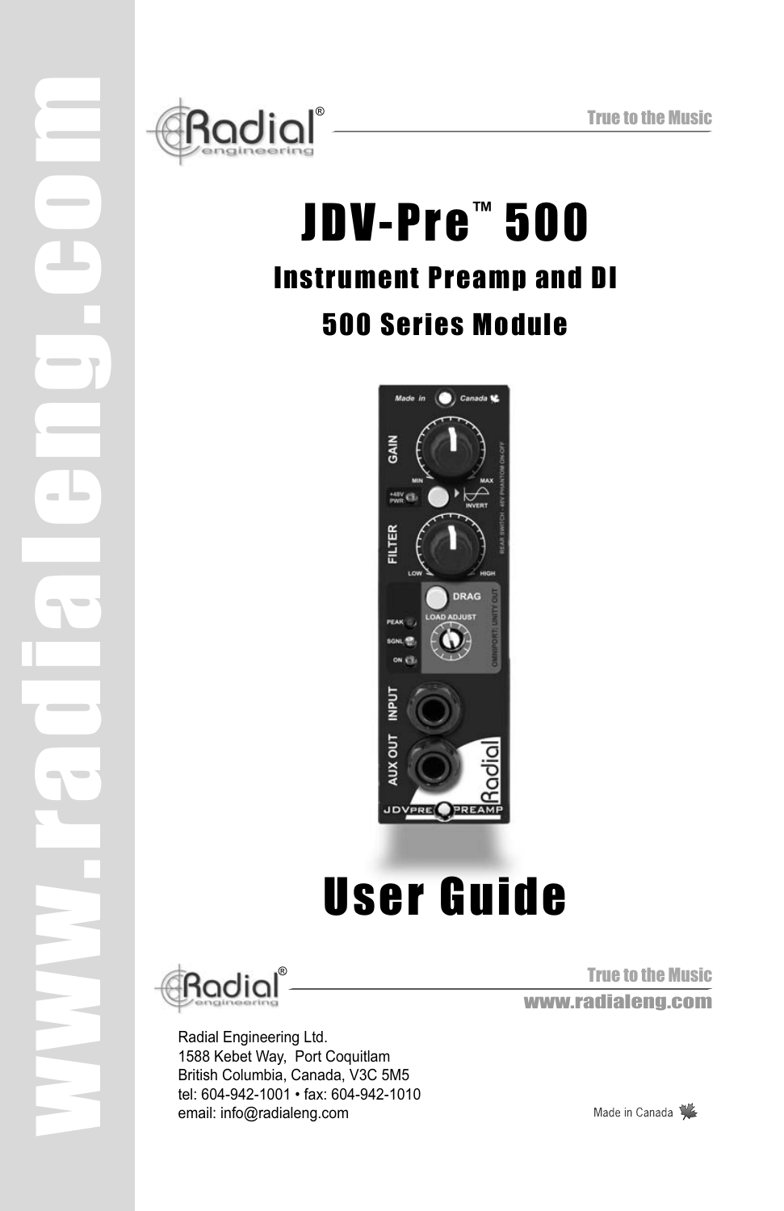True to the Music

# JDV-Pre™ 500

## Instrument Preamp and DI

## 500 Series Module

# User Guide

True to the Music

www.radialeng.com

Radial Engineering Ltd.
1588 Kebet Way, Port Coquitlam
British Columbia, Canada, V3C 5M5
tel: 604-942-1001 • fax: 604-942-1010
email: info@radialeng.com

Made in Canada

www.radialeng.com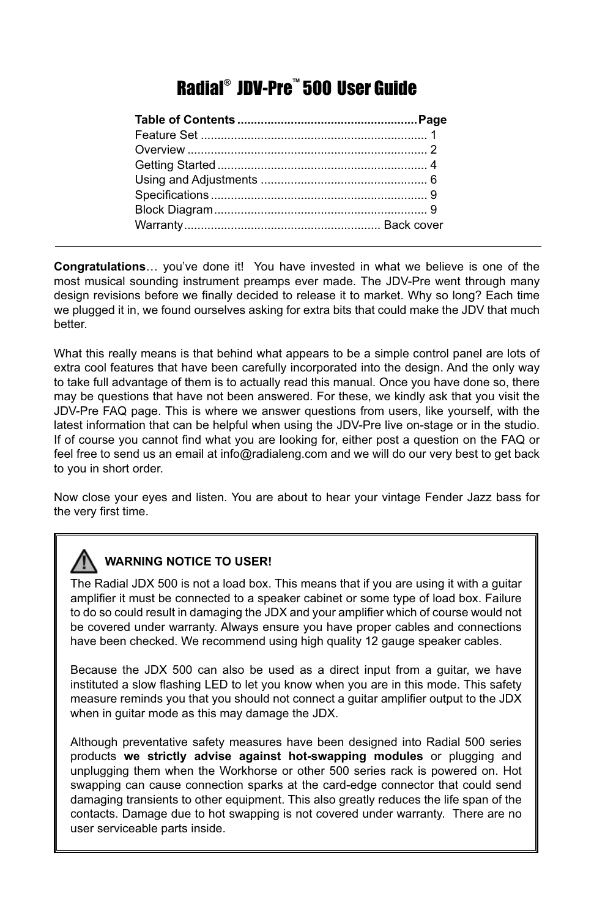# Radial® JDV-Pre™ 500 User Guide

| Table of Contents | Page |
| --- | --- |
| Feature Set | 1 |
| Overview | 2 |
| Getting Started | 4 |
| Using and Adjustments | 6 |
| Specifications | 9 |
| Block Diagram | 9 |
| Warranty | Back cover |

---

**Congratulations**… you've done it! You have invested in what we believe is one of the most musical sounding instrument preamps ever made. The JDV-Pre went through many design revisions before we finally decided to release it to market. Why so long? Each time we plugged it in, we found ourselves asking for extra bits that could make the JDV that much better.

What this really means is that behind what appears to be a simple control panel are lots of extra cool features that have been carefully incorporated into the design. And the only way to take full advantage of them is to actually read this manual. Once you have done so, there may be questions that have not been answered. For these, we kindly ask that you visit the JDV-Pre FAQ page. This is where we answer questions from users, like yourself, with the latest information that can be helpful when using the JDV-Pre live on-stage or in the studio. If of course you cannot find what you are looking for, either post a question on the FAQ or feel free to send us an email at info@radialeng.com and we will do our very best to get back to you in short order.

Now close your eyes and listen. You are about to hear your vintage Fender Jazz bass for the very first time.

> ⚠ **WARNING NOTICE TO USER!**
>
> The Radial JDX 500 is not a load box. This means that if you are using it with a guitar amplifier it must be connected to a speaker cabinet or some type of load box. Failure to do so could result in damaging the JDX and your amplifier which of course would not be covered under warranty. Always ensure you have proper cables and connections have been checked. We recommend using high quality 12 gauge speaker cables.
>
> Because the JDX 500 can also be used as a direct input from a guitar, we have instituted a slow flashing LED to let you know when you are in this mode. This safety measure reminds you that you should not connect a guitar amplifier output to the JDX when in guitar mode as this may damage the JDX.
>
> Although preventative safety measures have been designed into Radial 500 series products **we strictly advise against hot-swapping modules** or plugging and unplugging them when the Workhorse or other 500 series rack is powered on. Hot swapping can cause connection sparks at the card-edge connector that could send damaging transients to other equipment. This also greatly reduces the life span of the contacts. Damage due to hot swapping is not covered under warranty. There are no user serviceable parts inside.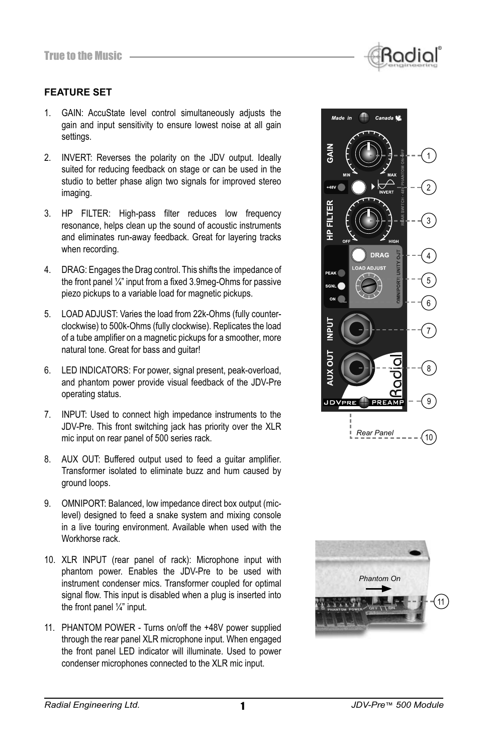## FEATURE SET

1. GAIN: AccuState level control simultaneously adjusts the gain and input sensitivity to ensure lowest noise at all gain settings.

2. INVERT: Reverses the polarity on the JDV output. Ideally suited for reducing feedback on stage or can be used in the studio to better phase align two signals for improved stereo imaging.

3. HP FILTER: High-pass filter reduces low frequency resonance, helps clean up the sound of acoustic instruments and eliminates run-away feedback. Great for layering tracks when recording.

4. DRAG: Engages the Drag control. This shifts the impedance of the front panel ¼" input from a fixed 3.9meg-Ohms for passive piezo pickups to a variable load for magnetic pickups.

5. LOAD ADJUST: Varies the load from 22k-Ohms (fully counter-clockwise) to 500k-Ohms (fully clockwise). Replicates the load of a tube amplifier on a magnetic pickups for a smoother, more natural tone. Great for bass and guitar!

6. LED INDICATORS: For power, signal present, peak-overload, and phantom power provide visual feedback of the JDV-Pre operating status.

7. INPUT: Used to connect high impedance instruments to the JDV-Pre. This front switching jack has priority over the XLR mic input on rear panel of 500 series rack.

8. AUX OUT: Buffered output used to feed a guitar amplifier. Transformer isolated to eliminate buzz and hum caused by ground loops.

9. OMNIPORT: Balanced, low impedance direct box output (mic-level) designed to feed a snake system and mixing console in a live touring environment. Available when used with the Workhorse rack.

10. XLR INPUT (rear panel of rack): Microphone input with phantom power. Enables the JDV-Pre to be used with instrument condenser mics. Transformer coupled for optimal signal flow. This input is disabled when a plug is inserted into the front panel ¼" input.

11. PHANTOM POWER - Turns on/off the +48V power supplied through the rear panel XLR microphone input. When engaged the front panel LED indicator will illuminate. Used to power condenser microphones connected to the XLR mic input.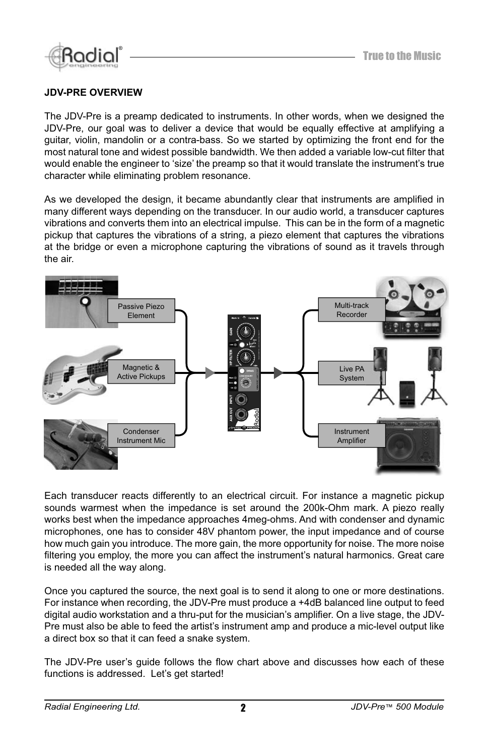**JDV-PRE OVERVIEW**

The JDV-Pre is a preamp dedicated to instruments. In other words, when we designed the JDV-Pre, our goal was to deliver a device that would be equally effective at amplifying a guitar, violin, mandolin or a contra-bass. So we started by optimizing the front end for the most natural tone and widest possible bandwidth. We then added a variable low-cut filter that would enable the engineer to 'size' the preamp so that it would translate the instrument's true character while eliminating problem resonance.

As we developed the design, it became abundantly clear that instruments are amplified in many different ways depending on the transducer. In our audio world, a transducer captures vibrations and converts them into an electrical impulse. This can be in the form of a magnetic pickup that captures the vibrations of a string, a piezo element that captures the vibrations at the bridge or even a microphone capturing the vibrations of sound as it travels through the air.

Passive Piezo Element

Magnetic & Active Pickups

Condenser Instrument Mic

Multi-track Recorder

Live PA System

Instrument Amplifier

Each transducer reacts differently to an electrical circuit. For instance a magnetic pickup sounds warmest when the impedance is set around the 200k-Ohm mark. A piezo really works best when the impedance approaches 4meg-ohms. And with condenser and dynamic microphones, one has to consider 48V phantom power, the input impedance and of course how much gain you introduce. The more gain, the more opportunity for noise. The more noise filtering you employ, the more you can affect the instrument's natural harmonics. Great care is needed all the way along.

Once you captured the source, the next goal is to send it along to one or more destinations. For instance when recording, the JDV-Pre must produce a +4dB balanced line output to feed digital audio workstation and a thru-put for the musician's amplifier. On a live stage, the JDV-Pre must also be able to feed the artist's instrument amp and produce a mic-level output like a direct box so that it can feed a snake system.

The JDV-Pre user's guide follows the flow chart above and discusses how each of these functions is addressed. Let's get started!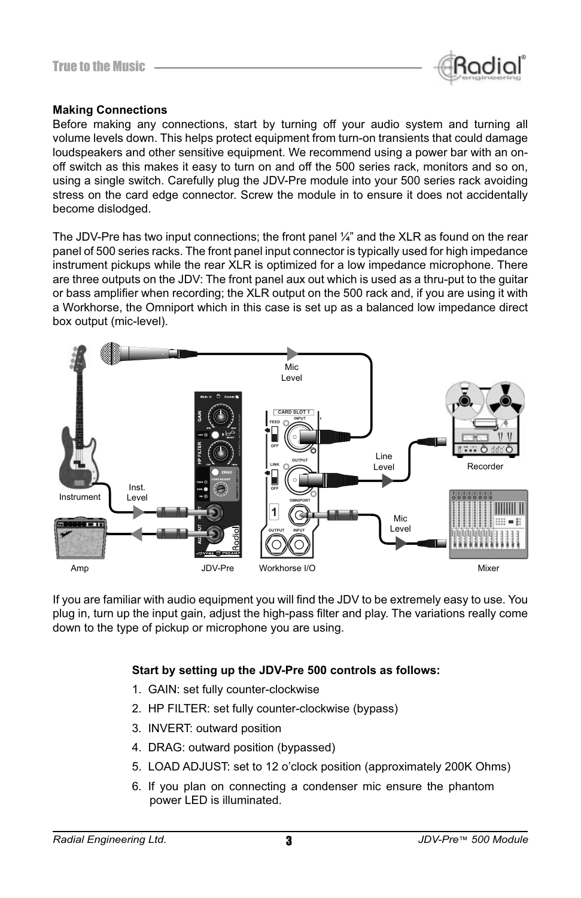## Making Connections

Before making any connections, start by turning off your audio system and turning all volume levels down. This helps protect equipment from turn-on transients that could damage loudspeakers and other sensitive equipment. We recommend using a power bar with an on-off switch as this makes it easy to turn on and off the 500 series rack, monitors and so on, using a single switch. Carefully plug the JDV-Pre module into your 500 series rack avoiding stress on the card edge connector. Screw the module in to ensure it does not accidentally become dislodged.

The JDV-Pre has two input connections; the front panel ¼" and the XLR as found on the rear panel of 500 series racks. The front panel input connector is typically used for high impedance instrument pickups while the rear XLR is optimized for a low impedance microphone. There are three outputs on the JDV: The front panel aux out which is used as a thru-put to the guitar or bass amplifier when recording; the XLR output on the 500 rack and, if you are using it with a Workhorse, the Omniport which in this case is set up as a balanced low impedance direct box output (mic-level).

If you are familiar with audio equipment you will find the JDV to be extremely easy to use. You plug in, turn up the input gain, adjust the high-pass filter and play. The variations really come down to the type of pickup or microphone you are using.

**Start by setting up the JDV-Pre 500 controls as follows:**

1. GAIN: set fully counter-clockwise
2. HP FILTER: set fully counter-clockwise (bypass)
3. INVERT: outward position
4. DRAG: outward position (bypassed)
5. LOAD ADJUST: set to 12 o'clock position (approximately 200K Ohms)
6. If you plan on connecting a condenser mic ensure the phantom power LED is illuminated.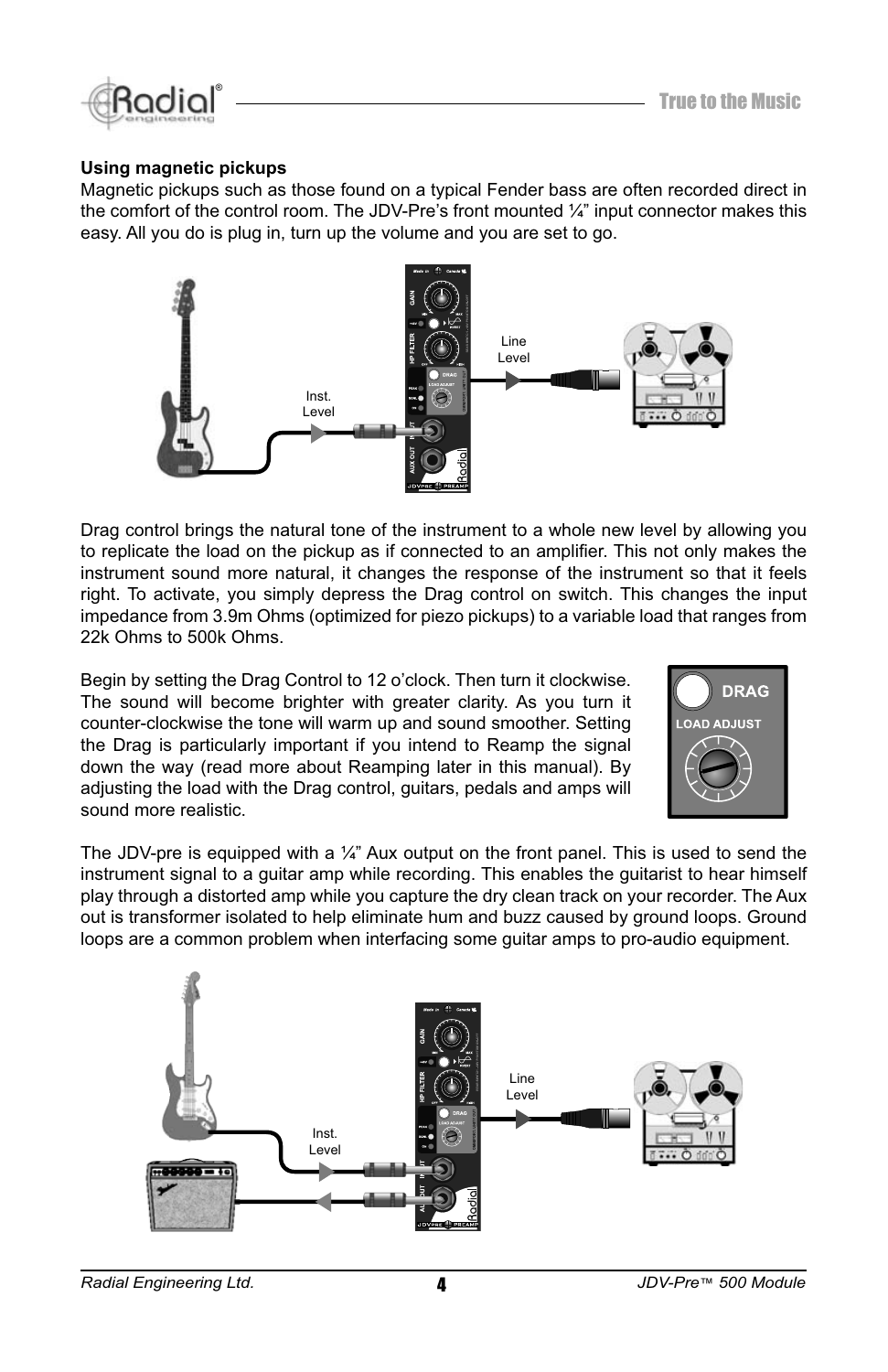### Using magnetic pickups

Magnetic pickups such as those found on a typical Fender bass are often recorded direct in the comfort of the control room. The JDV-Pre's front mounted ¼" input connector makes this easy. All you do is plug in, turn up the volume and you are set to go.

Drag control brings the natural tone of the instrument to a whole new level by allowing you to replicate the load on the pickup as if connected to an amplifier. This not only makes the instrument sound more natural, it changes the response of the instrument so that it feels right. To activate, you simply depress the Drag control on switch. This changes the input impedance from 3.9m Ohms (optimized for piezo pickups) to a variable load that ranges from 22k Ohms to 500k Ohms.

Begin by setting the Drag Control to 12 o'clock. Then turn it clockwise. The sound will become brighter with greater clarity. As you turn it counter-clockwise the tone will warm up and sound smoother. Setting the Drag is particularly important if you intend to Reamp the signal down the way (read more about Reamping later in this manual). By adjusting the load with the Drag control, guitars, pedals and amps will sound more realistic.

The JDV-pre is equipped with a ¼" Aux output on the front panel. This is used to send the instrument signal to a guitar amp while recording. This enables the guitarist to hear himself play through a distorted amp while you capture the dry clean track on your recorder. The Aux out is transformer isolated to help eliminate hum and buzz caused by ground loops. Ground loops are a common problem when interfacing some guitar amps to pro-audio equipment.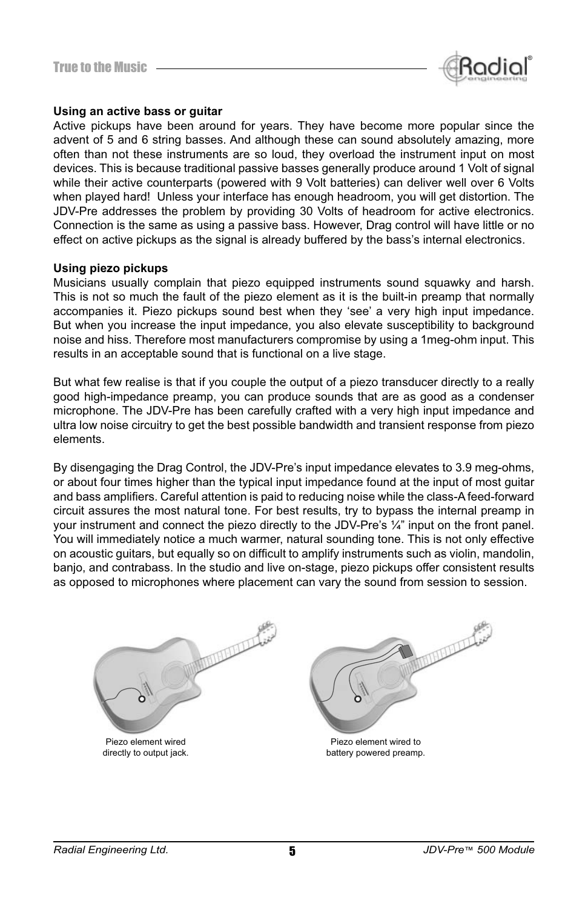### Using an active bass or guitar

Active pickups have been around for years. They have become more popular since the advent of 5 and 6 string basses. And although these can sound absolutely amazing, more often than not these instruments are so loud, they overload the instrument input on most devices. This is because traditional passive basses generally produce around 1 Volt of signal while their active counterparts (powered with 9 Volt batteries) can deliver well over 6 Volts when played hard! Unless your interface has enough headroom, you will get distortion. The JDV-Pre addresses the problem by providing 30 Volts of headroom for active electronics. Connection is the same as using a passive bass. However, Drag control will have little or no effect on active pickups as the signal is already buffered by the bass's internal electronics.

### Using piezo pickups

Musicians usually complain that piezo equipped instruments sound squawky and harsh. This is not so much the fault of the piezo element as it is the built-in preamp that normally accompanies it. Piezo pickups sound best when they 'see' a very high input impedance. But when you increase the input impedance, you also elevate susceptibility to background noise and hiss. Therefore most manufacturers compromise by using a 1meg-ohm input. This results in an acceptable sound that is functional on a live stage.

But what few realise is that if you couple the output of a piezo transducer directly to a really good high-impedance preamp, you can produce sounds that are as good as a condenser microphone. The JDV-Pre has been carefully crafted with a very high input impedance and ultra low noise circuitry to get the best possible bandwidth and transient response from piezo elements.

By disengaging the Drag Control, the JDV-Pre's input impedance elevates to 3.9 meg-ohms, or about four times higher than the typical input impedance found at the input of most guitar and bass amplifiers. Careful attention is paid to reducing noise while the class-A feed-forward circuit assures the most natural tone. For best results, try to bypass the internal preamp in your instrument and connect the piezo directly to the JDV-Pre's ¼" input on the front panel. You will immediately notice a much warmer, natural sounding tone. This is not only effective on acoustic guitars, but equally so on difficult to amplify instruments such as violin, mandolin, banjo, and contrabass. In the studio and live on-stage, piezo pickups offer consistent results as opposed to microphones where placement can vary the sound from session to session.

Piezo element wired directly to output jack.

Piezo element wired to battery powered preamp.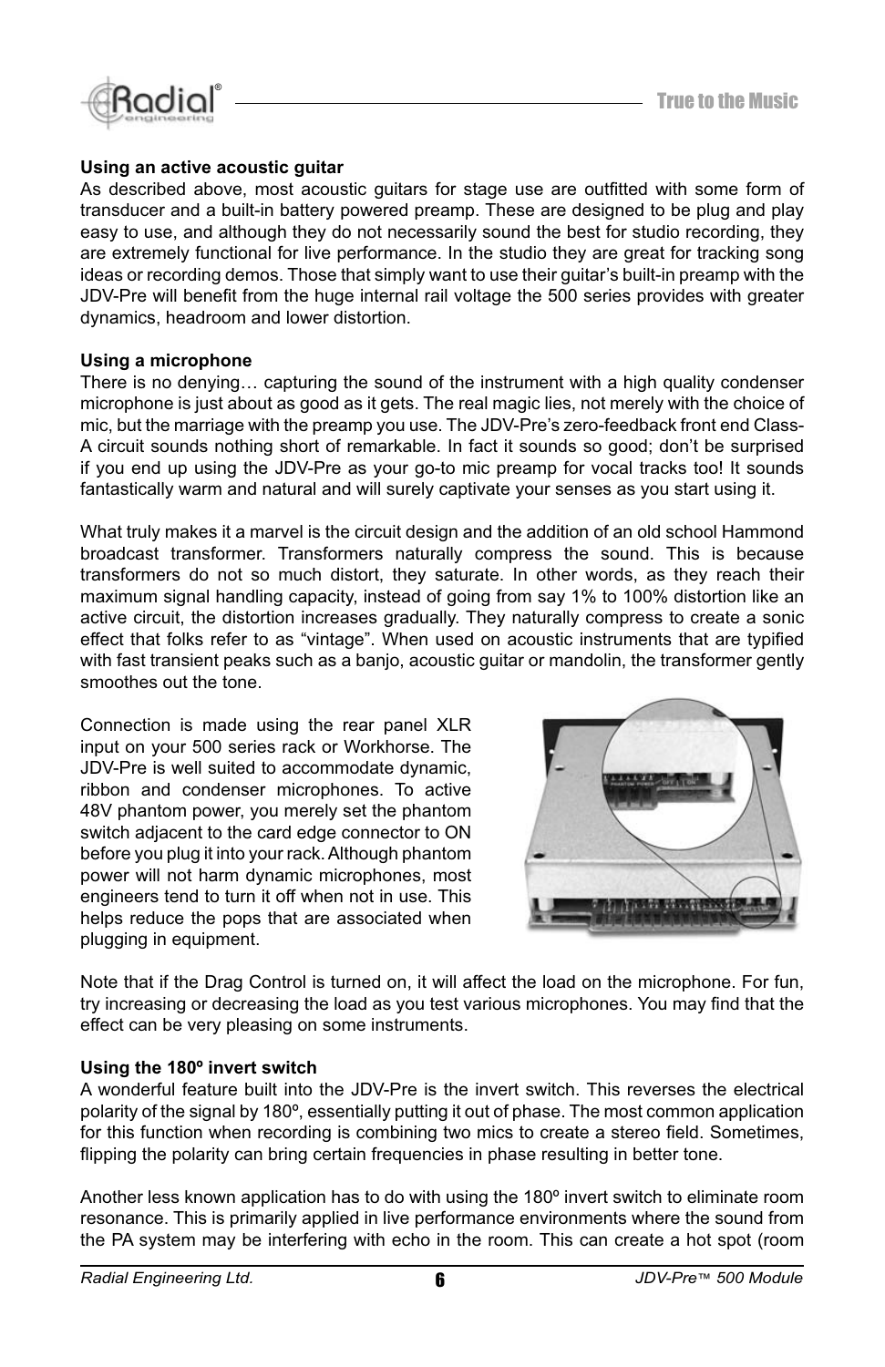**Using an active acoustic guitar**

As described above, most acoustic guitars for stage use are outfitted with some form of transducer and a built-in battery powered preamp. These are designed to be plug and play easy to use, and although they do not necessarily sound the best for studio recording, they are extremely functional for live performance. In the studio they are great for tracking song ideas or recording demos. Those that simply want to use their guitar's built-in preamp with the JDV-Pre will benefit from the huge internal rail voltage the 500 series provides with greater dynamics, headroom and lower distortion.

**Using a microphone**

There is no denying… capturing the sound of the instrument with a high quality condenser microphone is just about as good as it gets. The real magic lies, not merely with the choice of mic, but the marriage with the preamp you use. The JDV-Pre's zero-feedback front end Class-A circuit sounds nothing short of remarkable. In fact it sounds so good; don't be surprised if you end up using the JDV-Pre as your go-to mic preamp for vocal tracks too! It sounds fantastically warm and natural and will surely captivate your senses as you start using it.

What truly makes it a marvel is the circuit design and the addition of an old school Hammond broadcast transformer. Transformers naturally compress the sound. This is because transformers do not so much distort, they saturate. In other words, as they reach their maximum signal handling capacity, instead of going from say 1% to 100% distortion like an active circuit, the distortion increases gradually. They naturally compress to create a sonic effect that folks refer to as "vintage". When used on acoustic instruments that are typified with fast transient peaks such as a banjo, acoustic guitar or mandolin, the transformer gently smoothes out the tone.

Connection is made using the rear panel XLR input on your 500 series rack or Workhorse. The JDV-Pre is well suited to accommodate dynamic, ribbon and condenser microphones. To active 48V phantom power, you merely set the phantom switch adjacent to the card edge connector to ON before you plug it into your rack. Although phantom power will not harm dynamic microphones, most engineers tend to turn it off when not in use. This helps reduce the pops that are associated when plugging in equipment.

Note that if the Drag Control is turned on, it will affect the load on the microphone. For fun, try increasing or decreasing the load as you test various microphones. You may find that the effect can be very pleasing on some instruments.

**Using the 180º invert switch**

A wonderful feature built into the JDV-Pre is the invert switch. This reverses the electrical polarity of the signal by 180º, essentially putting it out of phase. The most common application for this function when recording is combining two mics to create a stereo field. Sometimes, flipping the polarity can bring certain frequencies in phase resulting in better tone.

Another less known application has to do with using the 180º invert switch to eliminate room resonance. This is primarily applied in live performance environments where the sound from the PA system may be interfering with echo in the room. This can create a hot spot (room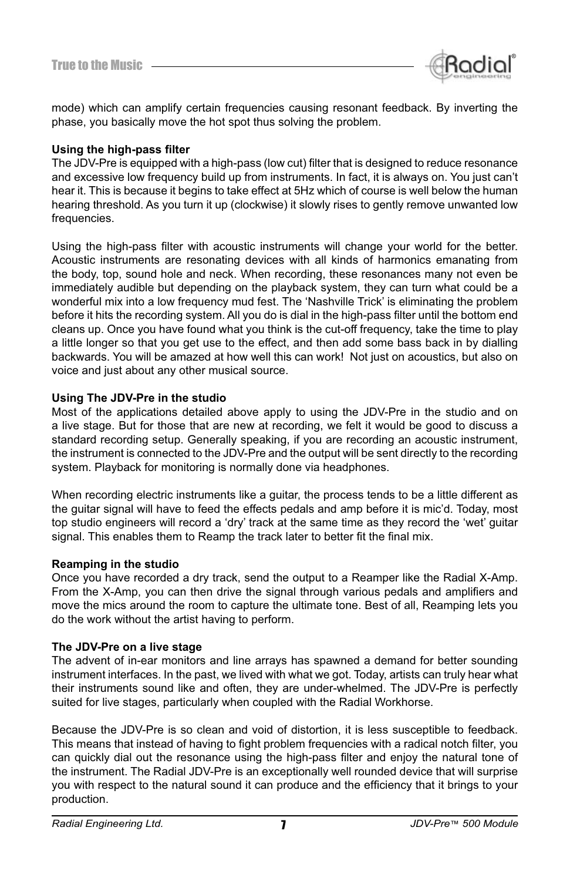mode) which can amplify certain frequencies causing resonant feedback. By inverting the phase, you basically move the hot spot thus solving the problem.

**Using the high-pass filter**

The JDV-Pre is equipped with a high-pass (low cut) filter that is designed to reduce resonance and excessive low frequency build up from instruments. In fact, it is always on. You just can't hear it. This is because it begins to take effect at 5Hz which of course is well below the human hearing threshold. As you turn it up (clockwise) it slowly rises to gently remove unwanted low frequencies.

Using the high-pass filter with acoustic instruments will change your world for the better. Acoustic instruments are resonating devices with all kinds of harmonics emanating from the body, top, sound hole and neck. When recording, these resonances many not even be immediately audible but depending on the playback system, they can turn what could be a wonderful mix into a low frequency mud fest. The 'Nashville Trick' is eliminating the problem before it hits the recording system. All you do is dial in the high-pass filter until the bottom end cleans up. Once you have found what you think is the cut-off frequency, take the time to play a little longer so that you get use to the effect, and then add some bass back in by dialling backwards. You will be amazed at how well this can work! Not just on acoustics, but also on voice and just about any other musical source.

**Using The JDV-Pre in the studio**

Most of the applications detailed above apply to using the JDV-Pre in the studio and on a live stage. But for those that are new at recording, we felt it would be good to discuss a standard recording setup. Generally speaking, if you are recording an acoustic instrument, the instrument is connected to the JDV-Pre and the output will be sent directly to the recording system. Playback for monitoring is normally done via headphones.

When recording electric instruments like a guitar, the process tends to be a little different as the guitar signal will have to feed the effects pedals and amp before it is mic'd. Today, most top studio engineers will record a 'dry' track at the same time as they record the 'wet' guitar signal. This enables them to Reamp the track later to better fit the final mix.

**Reamping in the studio**

Once you have recorded a dry track, send the output to a Reamper like the Radial X-Amp. From the X-Amp, you can then drive the signal through various pedals and amplifiers and move the mics around the room to capture the ultimate tone. Best of all, Reamping lets you do the work without the artist having to perform.

**The JDV-Pre on a live stage**

The advent of in-ear monitors and line arrays has spawned a demand for better sounding instrument interfaces. In the past, we lived with what we got. Today, artists can truly hear what their instruments sound like and often, they are under-whelmed. The JDV-Pre is perfectly suited for live stages, particularly when coupled with the Radial Workhorse.

Because the JDV-Pre is so clean and void of distortion, it is less susceptible to feedback. This means that instead of having to fight problem frequencies with a radical notch filter, you can quickly dial out the resonance using the high-pass filter and enjoy the natural tone of the instrument. The Radial JDV-Pre is an exceptionally well rounded device that will surprise you with respect to the natural sound it can produce and the efficiency that it brings to your production.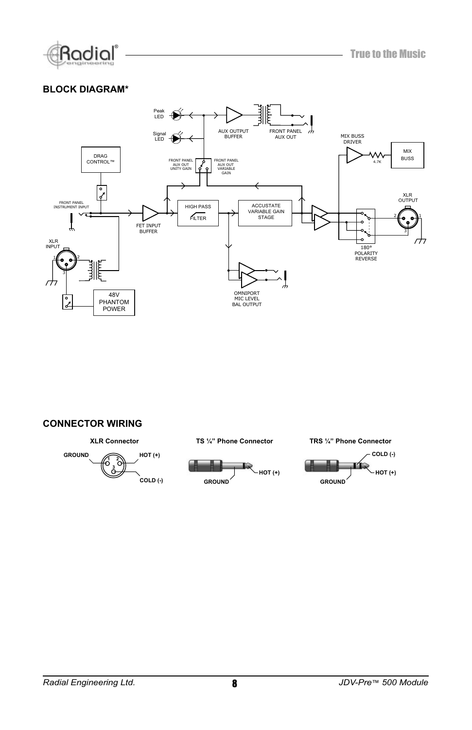## BLOCK DIAGRAM*

Peak LED

Signal LED

AUX OUTPUT BUFFER

FRONT PANEL AUX OUT

MIX BUSS DRIVER

4.7K

MIX BUSS

DRAG CONTROL™

FRONT PANEL AUX OUT UNITY GAIN

FRONT PANEL AUX OUT VARIABLE GAIN

FRONT PANEL INSTRUMENT INPUT

FET INPUT BUFFER

HIGH PASS FILTER

ACCUSTATE VARIABLE GAIN STAGE

XLR OUTPUT

XLR INPUT

180° POLARITY REVERSE

OMNIPORT MIC LEVEL BAL OUTPUT

48V PHANTOM POWER

## CONNECTOR WIRING

**XLR Connector**

GROUND 1, HOT (+) 2, COLD (-) 3

**TS ¼" Phone Connector**

GROUND, HOT (+)

**TRS ¼" Phone Connector**

COLD (-), HOT (+), GROUND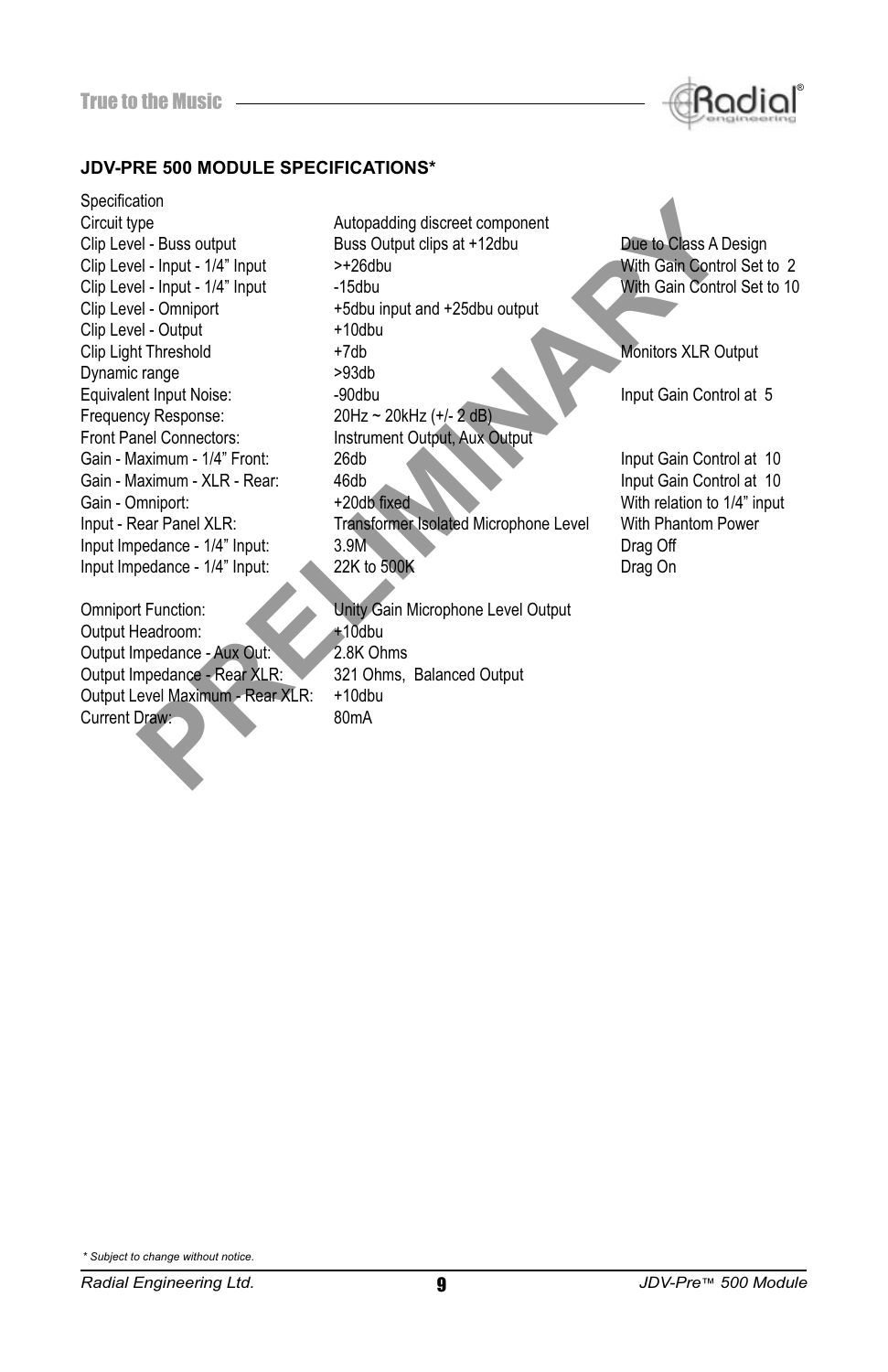## JDV-PRE 500 MODULE SPECIFICATIONS*

| Specification | | |
|---|---|---|
| Circuit type | Autopadding discreet component | |
| Clip Level - Buss output | Buss Output clips at +12dbu | Due to Class A Design |
| Clip Level - Input - 1/4" Input | >+26dbu | With Gain Control Set to 2 |
| Clip Level - Input - 1/4" Input | -15dbu | With Gain Control Set to 10 |
| Clip Level - Omniport | +5dbu input and +25dbu output | |
| Clip Level - Output | +10dbu | |
| Clip Light Threshold | +7db | Monitors XLR Output |
| Dynamic range | >93db | |
| Equivalent Input Noise: | -90dbu | Input Gain Control at 5 |
| Frequency Response: | 20Hz ~ 20kHz (+/- 2 dB) | |
| Front Panel Connectors: | Instrument Output, Aux Output | |
| Gain - Maximum - 1/4" Front: | 26db | Input Gain Control at 10 |
| Gain - Maximum - XLR - Rear: | 46db | Input Gain Control at 10 |
| Gain - Omniport: | +20db fixed | With relation to 1/4" input |
| Input - Rear Panel XLR: | Transformer Isolated Microphone Level | With Phantom Power |
| Input Impedance - 1/4" Input: | 3.9M | Drag Off |
| Input Impedance - 1/4" Input: | 22K to 500K | Drag On |
| Omniport Function: | Unity Gain Microphone Level Output | |
| Output Headroom: | +10dbu | |
| Output Impedance - Aux Out: | 2.8K Ohms | |
| Output Impedance - Rear XLR: | 321 Ohms, Balanced Output | |
| Output Level Maximum - Rear XLR: | +10dbu | |
| Current Draw: | 80mA | |

PRELIMINARY

*\* Subject to change without notice.*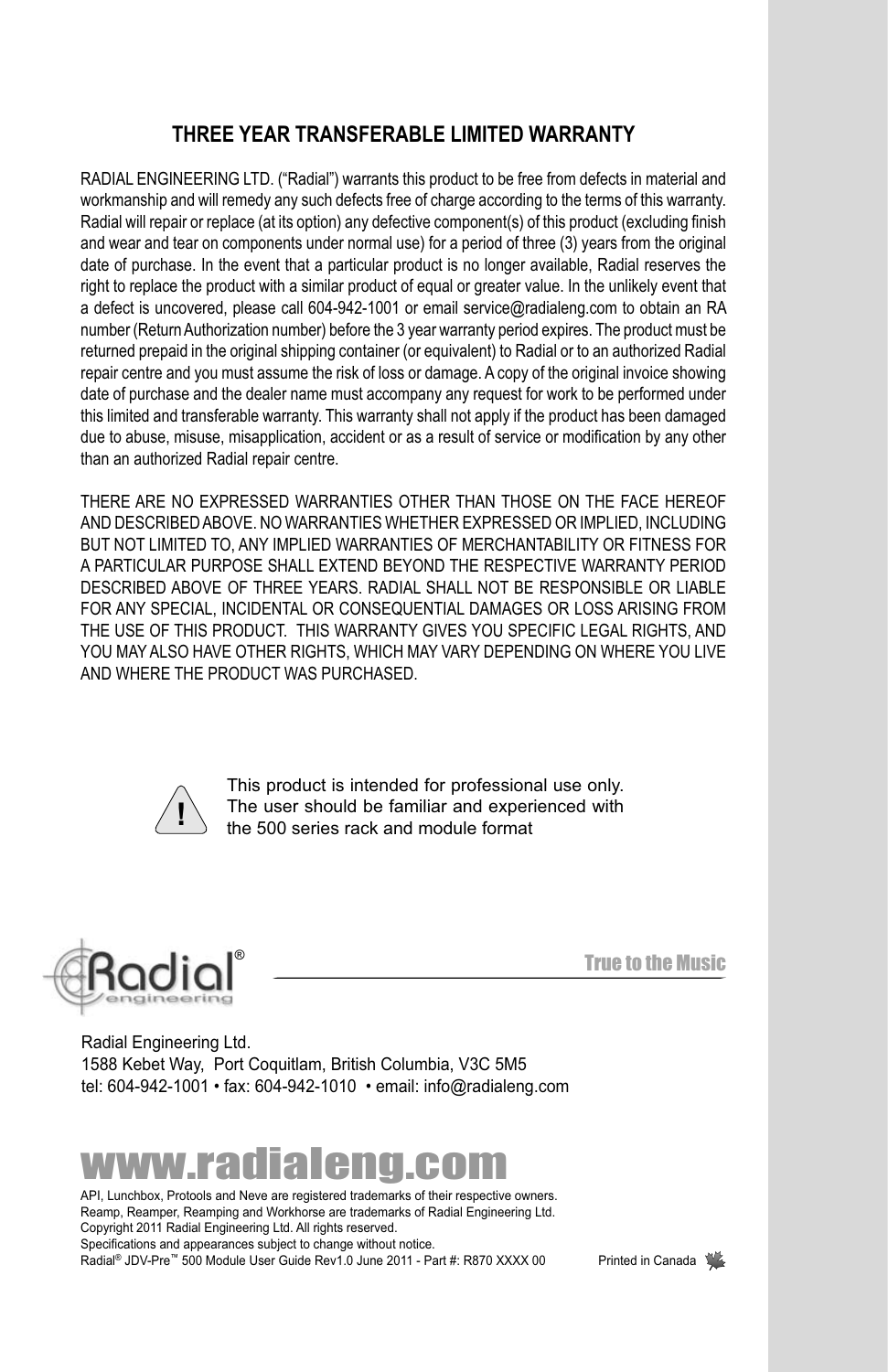## THREE YEAR TRANSFERABLE LIMITED WARRANTY

RADIAL ENGINEERING LTD. ("Radial") warrants this product to be free from defects in material and workmanship and will remedy any such defects free of charge according to the terms of this warranty. Radial will repair or replace (at its option) any defective component(s) of this product (excluding finish and wear and tear on components under normal use) for a period of three (3) years from the original date of purchase. In the event that a particular product is no longer available, Radial reserves the right to replace the product with a similar product of equal or greater value. In the unlikely event that a defect is uncovered, please call 604-942-1001 or email service@radialeng.com to obtain an RA number (Return Authorization number) before the 3 year warranty period expires. The product must be returned prepaid in the original shipping container (or equivalent) to Radial or to an authorized Radial repair centre and you must assume the risk of loss or damage. A copy of the original invoice showing date of purchase and the dealer name must accompany any request for work to be performed under this limited and transferable warranty. This warranty shall not apply if the product has been damaged due to abuse, misuse, misapplication, accident or as a result of service or modification by any other than an authorized Radial repair centre.

THERE ARE NO EXPRESSED WARRANTIES OTHER THAN THOSE ON THE FACE HEREOF AND DESCRIBED ABOVE. NO WARRANTIES WHETHER EXPRESSED OR IMPLIED, INCLUDING BUT NOT LIMITED TO, ANY IMPLIED WARRANTIES OF MERCHANTABILITY OR FITNESS FOR A PARTICULAR PURPOSE SHALL EXTEND BEYOND THE RESPECTIVE WARRANTY PERIOD DESCRIBED ABOVE OF THREE YEARS. RADIAL SHALL NOT BE RESPONSIBLE OR LIABLE FOR ANY SPECIAL, INCIDENTAL OR CONSEQUENTIAL DAMAGES OR LOSS ARISING FROM THE USE OF THIS PRODUCT. THIS WARRANTY GIVES YOU SPECIFIC LEGAL RIGHTS, AND YOU MAY ALSO HAVE OTHER RIGHTS, WHICH MAY VARY DEPENDING ON WHERE YOU LIVE AND WHERE THE PRODUCT WAS PURCHASED.

! This product is intended for professional use only. The user should be familiar and experienced with the 500 series rack and module format

Radial® engineering

True to the Music

Radial Engineering Ltd.
1588 Kebet Way, Port Coquitlam, British Columbia, V3C 5M5
tel: 604-942-1001 • fax: 604-942-1010 • email: info@radialeng.com

**www.radialeng.com**

API, Lunchbox, Protools and Neve are registered trademarks of their respective owners.
Reamp, Reamper, Reamping and Workhorse are trademarks of Radial Engineering Ltd.
Copyright 2011 Radial Engineering Ltd. All rights reserved.
Specifications and appearances subject to change without notice.
Radial® JDV-Pre™ 500 Module User Guide Rev1.0 June 2011 - Part #: R870 XXXX 00

Printed in Canada